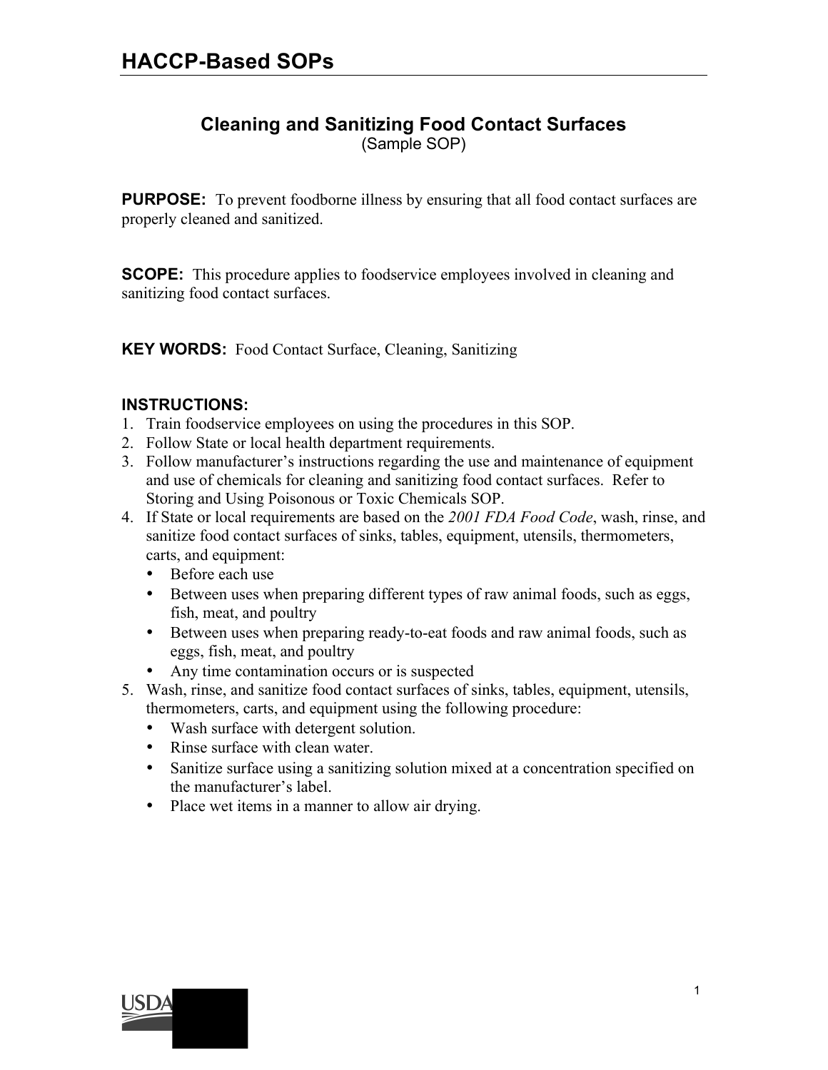# HACCP-Based SOPs

## Cleaning and Sanitizing Food Contact Surfaces

(Sample SOP)

**PURPOSE:** To prevent foodborne illness by ensuring that all food contact surfaces are properly cleaned and sanitized.

**SCOPE:** This procedure applies to foodservice employees involved in cleaning and sanitizing food contact surfaces.

**KEY WORDS:** Food Contact Surface, Cleaning, Sanitizing

**INSTRUCTIONS:**

1. Train foodservice employees on using the procedures in this SOP.
2. Follow State or local health department requirements.
3. Follow manufacturer's instructions regarding the use and maintenance of equipment and use of chemicals for cleaning and sanitizing food contact surfaces. Refer to Storing and Using Poisonous or Toxic Chemicals SOP.
4. If State or local requirements are based on the *2001 FDA Food Code*, wash, rinse, and sanitize food contact surfaces of sinks, tables, equipment, utensils, thermometers, carts, and equipment:
   - Before each use
   - Between uses when preparing different types of raw animal foods, such as eggs, fish, meat, and poultry
   - Between uses when preparing ready-to-eat foods and raw animal foods, such as eggs, fish, meat, and poultry
   - Any time contamination occurs or is suspected
5. Wash, rinse, and sanitize food contact surfaces of sinks, tables, equipment, utensils, thermometers, carts, and equipment using the following procedure:
   - Wash surface with detergent solution.
   - Rinse surface with clean water.
   - Sanitize surface using a sanitizing solution mixed at a concentration specified on the manufacturer's label.
   - Place wet items in a manner to allow air drying.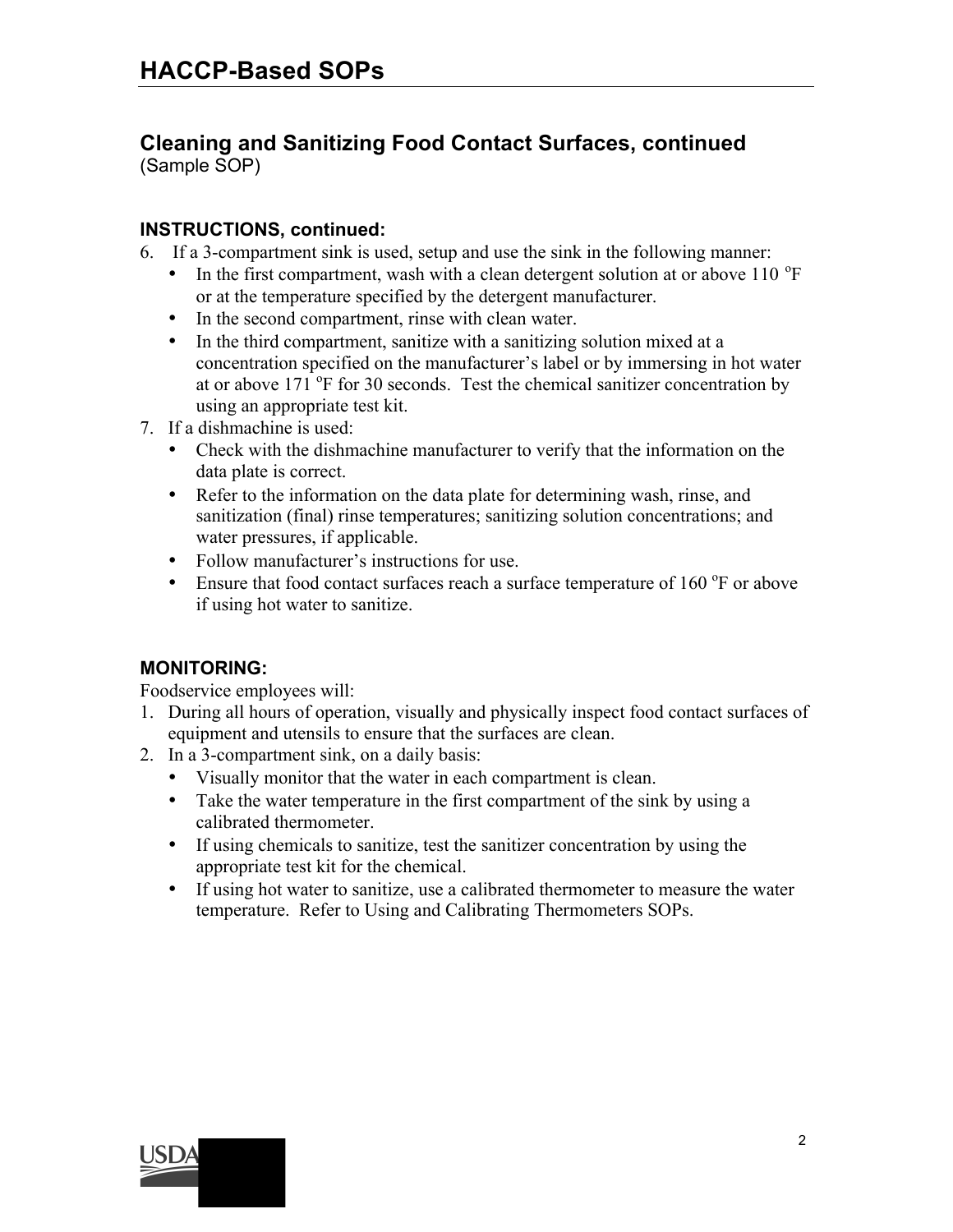## Cleaning and Sanitizing Food Contact Surfaces, continued

(Sample SOP)

### INSTRUCTIONS, continued:

6. If a 3-compartment sink is used, setup and use the sink in the following manner:
   - In the first compartment, wash with a clean detergent solution at or above 110 °F or at the temperature specified by the detergent manufacturer.
   - In the second compartment, rinse with clean water.
   - In the third compartment, sanitize with a sanitizing solution mixed at a concentration specified on the manufacturer's label or by immersing in hot water at or above 171 °F for 30 seconds. Test the chemical sanitizer concentration by using an appropriate test kit.
7. If a dishmachine is used:
   - Check with the dishmachine manufacturer to verify that the information on the data plate is correct.
   - Refer to the information on the data plate for determining wash, rinse, and sanitization (final) rinse temperatures; sanitizing solution concentrations; and water pressures, if applicable.
   - Follow manufacturer's instructions for use.
   - Ensure that food contact surfaces reach a surface temperature of 160 °F or above if using hot water to sanitize.

### MONITORING:

Foodservice employees will:

1. During all hours of operation, visually and physically inspect food contact surfaces of equipment and utensils to ensure that the surfaces are clean.
2. In a 3-compartment sink, on a daily basis:
   - Visually monitor that the water in each compartment is clean.
   - Take the water temperature in the first compartment of the sink by using a calibrated thermometer.
   - If using chemicals to sanitize, test the sanitizer concentration by using the appropriate test kit for the chemical.
   - If using hot water to sanitize, use a calibrated thermometer to measure the water temperature. Refer to Using and Calibrating Thermometers SOPs.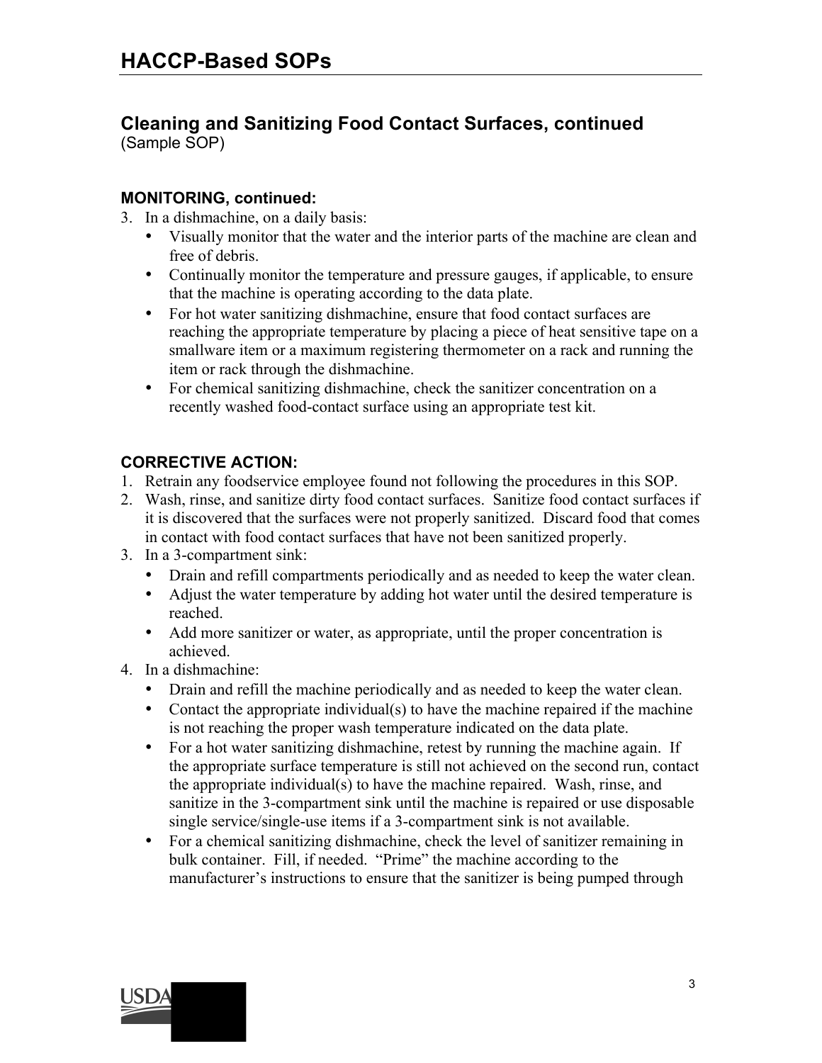## Cleaning and Sanitizing Food Contact Surfaces, continued

(Sample SOP)

**MONITORING, continued:**

3. In a dishmachine, on a daily basis:
   - Visually monitor that the water and the interior parts of the machine are clean and free of debris.
   - Continually monitor the temperature and pressure gauges, if applicable, to ensure that the machine is operating according to the data plate.
   - For hot water sanitizing dishmachine, ensure that food contact surfaces are reaching the appropriate temperature by placing a piece of heat sensitive tape on a smallware item or a maximum registering thermometer on a rack and running the item or rack through the dishmachine.
   - For chemical sanitizing dishmachine, check the sanitizer concentration on a recently washed food-contact surface using an appropriate test kit.

**CORRECTIVE ACTION:**

1. Retrain any foodservice employee found not following the procedures in this SOP.
2. Wash, rinse, and sanitize dirty food contact surfaces. Sanitize food contact surfaces if it is discovered that the surfaces were not properly sanitized. Discard food that comes in contact with food contact surfaces that have not been sanitized properly.
3. In a 3-compartment sink:
   - Drain and refill compartments periodically and as needed to keep the water clean.
   - Adjust the water temperature by adding hot water until the desired temperature is reached.
   - Add more sanitizer or water, as appropriate, until the proper concentration is achieved.
4. In a dishmachine:
   - Drain and refill the machine periodically and as needed to keep the water clean.
   - Contact the appropriate individual(s) to have the machine repaired if the machine is not reaching the proper wash temperature indicated on the data plate.
   - For a hot water sanitizing dishmachine, retest by running the machine again. If the appropriate surface temperature is still not achieved on the second run, contact the appropriate individual(s) to have the machine repaired. Wash, rinse, and sanitize in the 3-compartment sink until the machine is repaired or use disposable single service/single-use items if a 3-compartment sink is not available.
   - For a chemical sanitizing dishmachine, check the level of sanitizer remaining in bulk container. Fill, if needed. "Prime" the machine according to the manufacturer's instructions to ensure that the sanitizer is being pumped through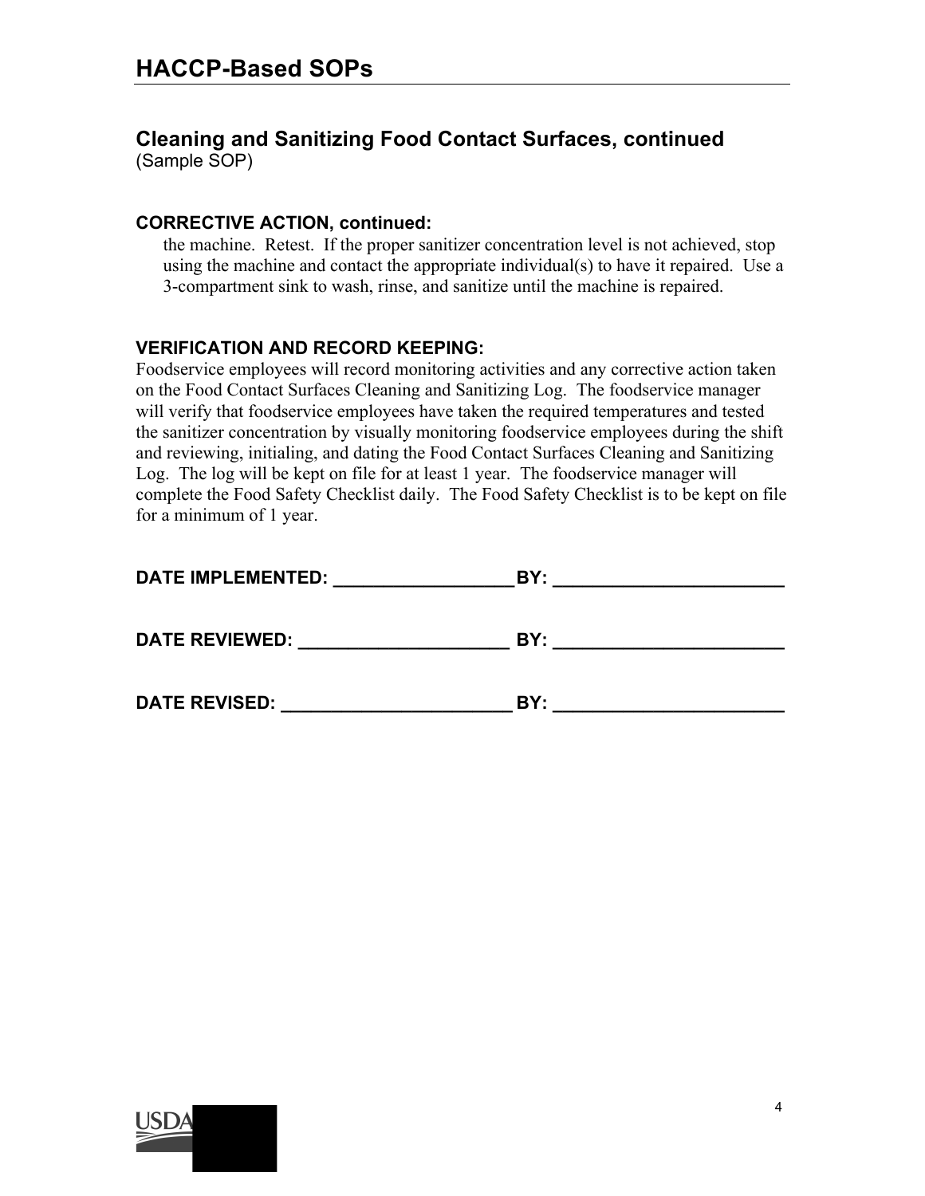## Cleaning and Sanitizing Food Contact Surfaces, continued

(Sample SOP)

**CORRECTIVE ACTION, continued:**

the machine. Retest. If the proper sanitizer concentration level is not achieved, stop using the machine and contact the appropriate individual(s) to have it repaired. Use a 3-compartment sink to wash, rinse, and sanitize until the machine is repaired.

**VERIFICATION AND RECORD KEEPING:**

Foodservice employees will record monitoring activities and any corrective action taken on the Food Contact Surfaces Cleaning and Sanitizing Log. The foodservice manager will verify that foodservice employees have taken the required temperatures and tested the sanitizer concentration by visually monitoring foodservice employees during the shift and reviewing, initialing, and dating the Food Contact Surfaces Cleaning and Sanitizing Log. The log will be kept on file for at least 1 year. The foodservice manager will complete the Food Safety Checklist daily. The Food Safety Checklist is to be kept on file for a minimum of 1 year.

**DATE IMPLEMENTED:** __________________ **BY:** _______________________

**DATE REVIEWED:** _____________________ **BY:** _______________________

**DATE REVISED:** _______________________ **BY:** _______________________